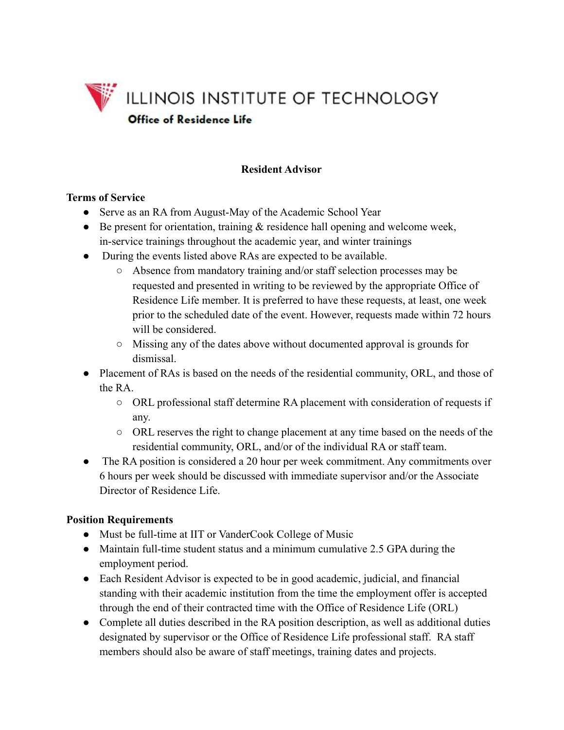ILLINOIS INSTITUTE OF TECHNOLOGY

**Office of Residence Life**

# Resident Advisor

## Terms of Service

- Serve as an RA from August-May of the Academic School Year
- Be present for orientation, training & residence hall opening and welcome week, in-service trainings throughout the academic year, and winter trainings
- During the events listed above RAs are expected to be available.
  - Absence from mandatory training and/or staff selection processes may be requested and presented in writing to be reviewed by the appropriate Office of Residence Life member. It is preferred to have these requests, at least, one week prior to the scheduled date of the event. However, requests made within 72 hours will be considered.
  - Missing any of the dates above without documented approval is grounds for dismissal.
- Placement of RAs is based on the needs of the residential community, ORL, and those of the RA.
  - ORL professional staff determine RA placement with consideration of requests if any.
  - ORL reserves the right to change placement at any time based on the needs of the residential community, ORL, and/or of the individual RA or staff team.
- The RA position is considered a 20 hour per week commitment. Any commitments over 6 hours per week should be discussed with immediate supervisor and/or the Associate Director of Residence Life.

## Position Requirements

- Must be full-time at IIT or VanderCook College of Music
- Maintain full-time student status and a minimum cumulative 2.5 GPA during the employment period.
- Each Resident Advisor is expected to be in good academic, judicial, and financial standing with their academic institution from the time the employment offer is accepted through the end of their contracted time with the Office of Residence Life (ORL)
- Complete all duties described in the RA position description, as well as additional duties designated by supervisor or the Office of Residence Life professional staff. RA staff members should also be aware of staff meetings, training dates and projects.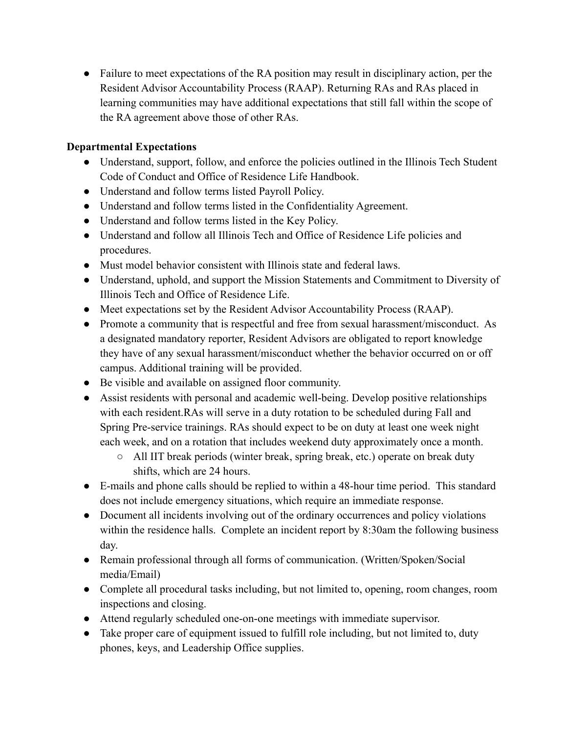- Failure to meet expectations of the RA position may result in disciplinary action, per the Resident Advisor Accountability Process (RAAP). Returning RAs and RAs placed in learning communities may have additional expectations that still fall within the scope of the RA agreement above those of other RAs.

**Departmental Expectations**

- Understand, support, follow, and enforce the policies outlined in the Illinois Tech Student Code of Conduct and Office of Residence Life Handbook.
- Understand and follow terms listed Payroll Policy.
- Understand and follow terms listed in the Confidentiality Agreement.
- Understand and follow terms listed in the Key Policy.
- Understand and follow all Illinois Tech and Office of Residence Life policies and procedures.
- Must model behavior consistent with Illinois state and federal laws.
- Understand, uphold, and support the Mission Statements and Commitment to Diversity of Illinois Tech and Office of Residence Life.
- Meet expectations set by the Resident Advisor Accountability Process (RAAP).
- Promote a community that is respectful and free from sexual harassment/misconduct. As a designated mandatory reporter, Resident Advisors are obligated to report knowledge they have of any sexual harassment/misconduct whether the behavior occurred on or off campus. Additional training will be provided.
- Be visible and available on assigned floor community.
- Assist residents with personal and academic well-being. Develop positive relationships with each resident.RAs will serve in a duty rotation to be scheduled during Fall and Spring Pre-service trainings. RAs should expect to be on duty at least one week night each week, and on a rotation that includes weekend duty approximately once a month.
    - All IIT break periods (winter break, spring break, etc.) operate on break duty shifts, which are 24 hours.
- E-mails and phone calls should be replied to within a 48-hour time period. This standard does not include emergency situations, which require an immediate response.
- Document all incidents involving out of the ordinary occurrences and policy violations within the residence halls. Complete an incident report by 8:30am the following business day.
- Remain professional through all forms of communication. (Written/Spoken/Social media/Email)
- Complete all procedural tasks including, but not limited to, opening, room changes, room inspections and closing.
- Attend regularly scheduled one-on-one meetings with immediate supervisor.
- Take proper care of equipment issued to fulfill role including, but not limited to, duty phones, keys, and Leadership Office supplies.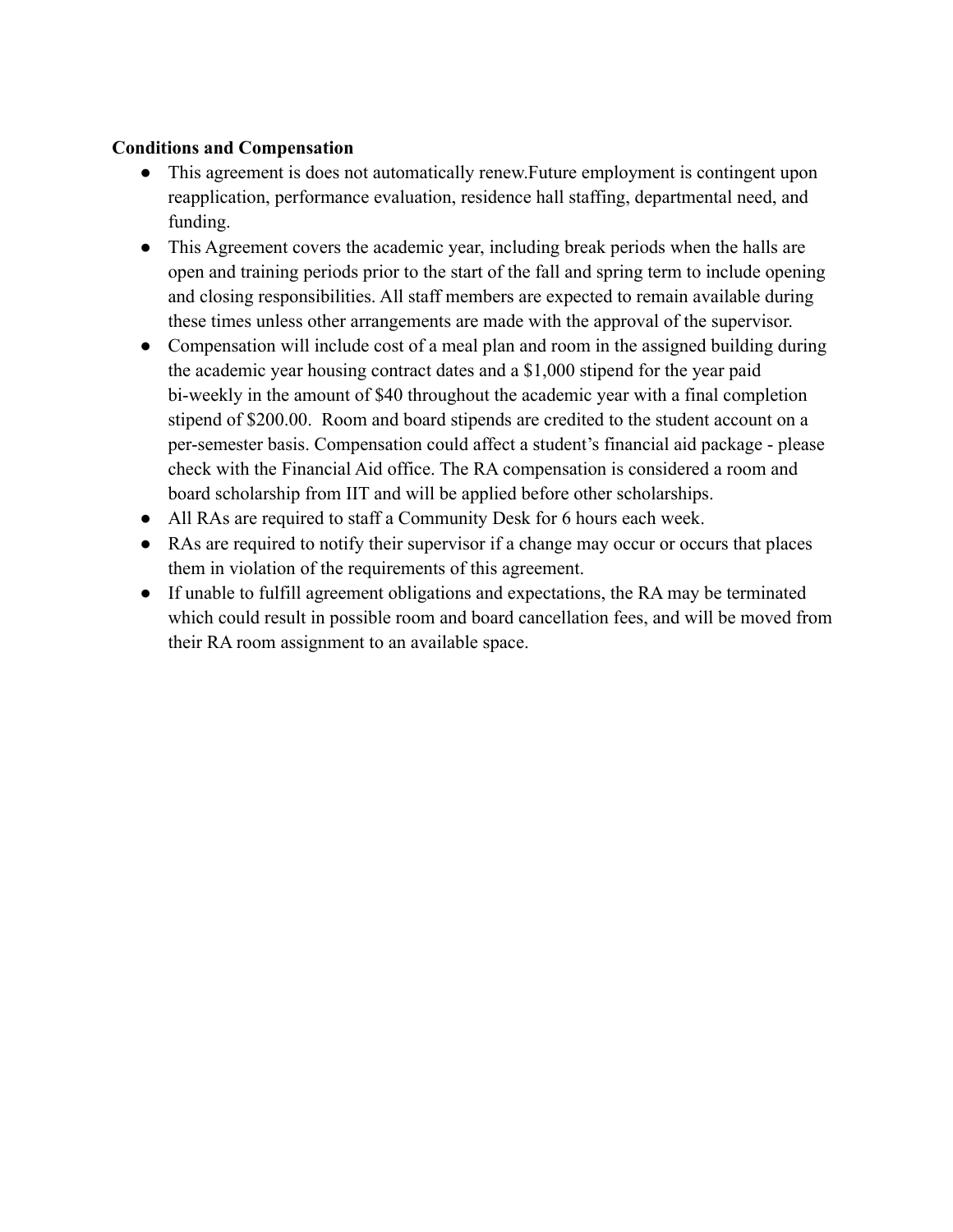**Conditions and Compensation**

- This agreement is does not automatically renew.Future employment is contingent upon reapplication, performance evaluation, residence hall staffing, departmental need, and funding.
- This Agreement covers the academic year, including break periods when the halls are open and training periods prior to the start of the fall and spring term to include opening and closing responsibilities. All staff members are expected to remain available during these times unless other arrangements are made with the approval of the supervisor.
- Compensation will include cost of a meal plan and room in the assigned building during the academic year housing contract dates and a $1,000 stipend for the year paid bi-weekly in the amount of $40 throughout the academic year with a final completion stipend of $200.00. Room and board stipends are credited to the student account on a per-semester basis. Compensation could affect a student's financial aid package - please check with the Financial Aid office. The RA compensation is considered a room and board scholarship from IIT and will be applied before other scholarships.
- All RAs are required to staff a Community Desk for 6 hours each week.
- RAs are required to notify their supervisor if a change may occur or occurs that places them in violation of the requirements of this agreement.
- If unable to fulfill agreement obligations and expectations, the RA may be terminated which could result in possible room and board cancellation fees, and will be moved from their RA room assignment to an available space.